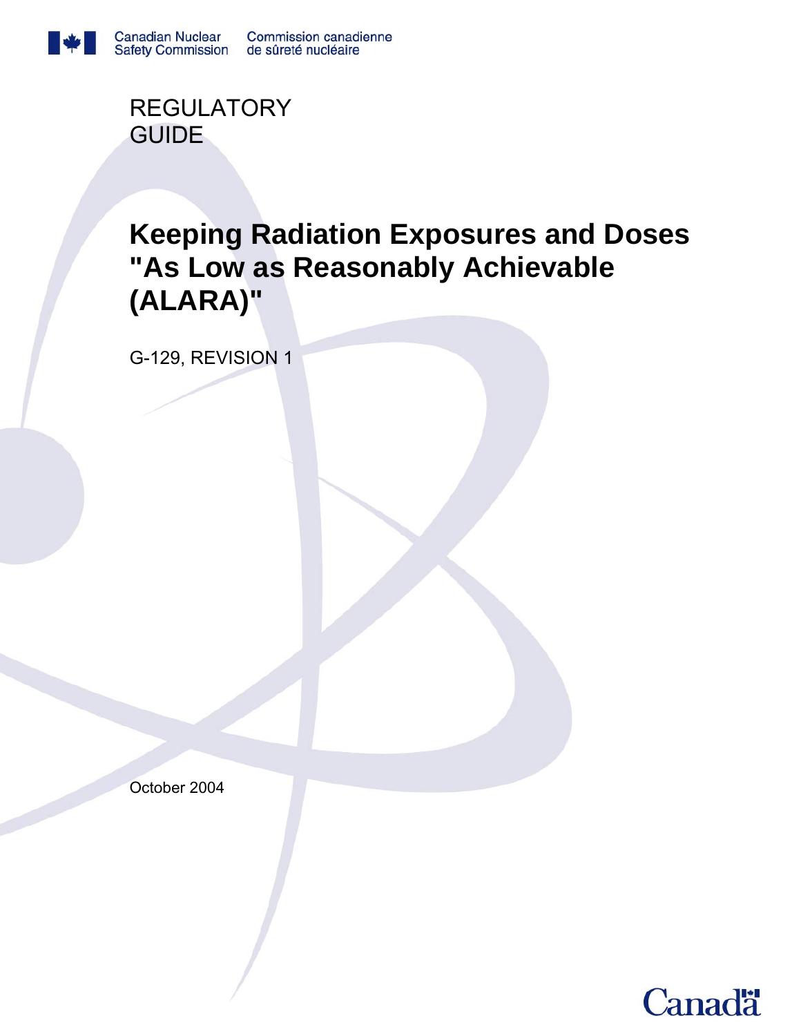Canadian Nuclear Safety Commission Commission canadienne de sûreté nucléaire

REGULATORY GUIDE

# Keeping Radiation Exposures and Doses "As Low as Reasonably Achievable (ALARA)"

G-129, REVISION 1

October 2004

Canada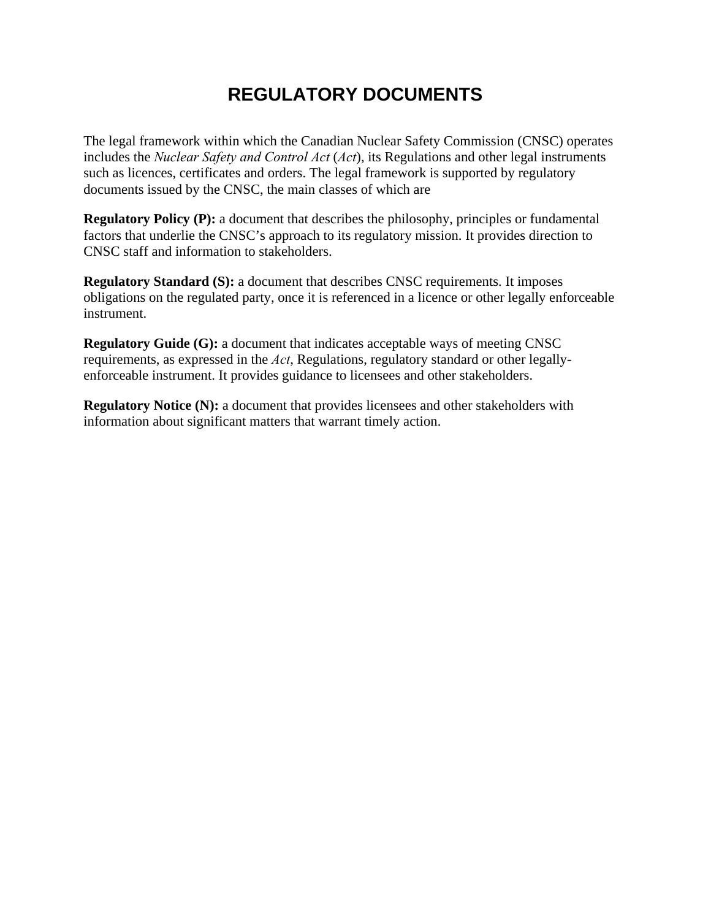# REGULATORY DOCUMENTS

The legal framework within which the Canadian Nuclear Safety Commission (CNSC) operates includes the *Nuclear Safety and Control Act* (*Act*), its Regulations and other legal instruments such as licences, certificates and orders. The legal framework is supported by regulatory documents issued by the CNSC, the main classes of which are

**Regulatory Policy (P):** a document that describes the philosophy, principles or fundamental factors that underlie the CNSC's approach to its regulatory mission. It provides direction to CNSC staff and information to stakeholders.

**Regulatory Standard (S):** a document that describes CNSC requirements. It imposes obligations on the regulated party, once it is referenced in a licence or other legally enforceable instrument.

**Regulatory Guide (G):** a document that indicates acceptable ways of meeting CNSC requirements, as expressed in the *Act*, Regulations, regulatory standard or other legally-enforceable instrument. It provides guidance to licensees and other stakeholders.

**Regulatory Notice (N):** a document that provides licensees and other stakeholders with information about significant matters that warrant timely action.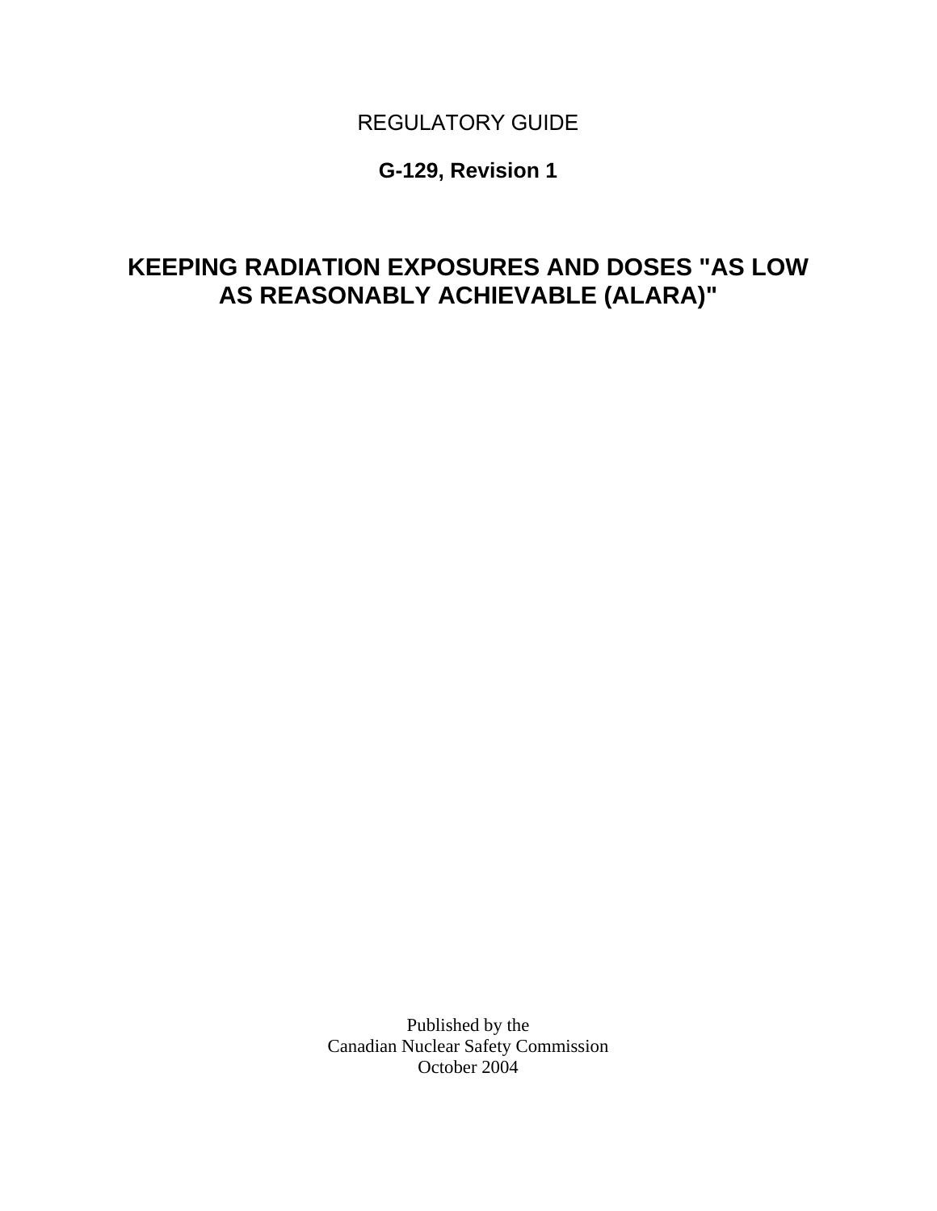REGULATORY GUIDE

**G-129, Revision 1**

# KEEPING RADIATION EXPOSURES AND DOSES "AS LOW AS REASONABLY ACHIEVABLE (ALARA)"

Published by the
Canadian Nuclear Safety Commission
October 2004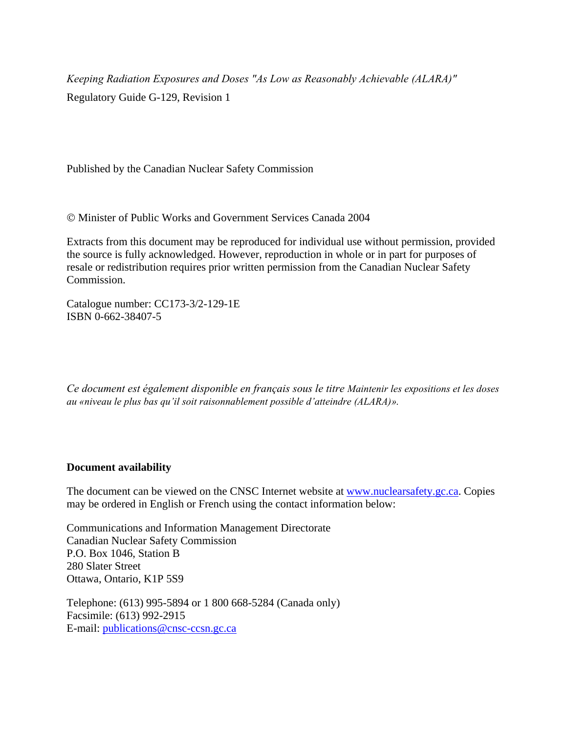*Keeping Radiation Exposures and Doses "As Low as Reasonably Achievable (ALARA)"*

Regulatory Guide G-129, Revision 1

Published by the Canadian Nuclear Safety Commission

© Minister of Public Works and Government Services Canada 2004

Extracts from this document may be reproduced for individual use without permission, provided the source is fully acknowledged. However, reproduction in whole or in part for purposes of resale or redistribution requires prior written permission from the Canadian Nuclear Safety Commission.

Catalogue number: CC173-3/2-129-1E
ISBN 0-662-38407-5

*Ce document est également disponible en français sous le titre Maintenir les expositions et les doses au «niveau le plus bas qu'il soit raisonnablement possible d'atteindre (ALARA)».*

**Document availability**

The document can be viewed on the CNSC Internet website at www.nuclearsafety.gc.ca. Copies may be ordered in English or French using the contact information below:

Communications and Information Management Directorate
Canadian Nuclear Safety Commission
P.O. Box 1046, Station B
280 Slater Street
Ottawa, Ontario, K1P 5S9

Telephone: (613) 995-5894 or 1 800 668-5284 (Canada only)
Facsimile: (613) 992-2915
E-mail: publications@cnsc-ccsn.gc.ca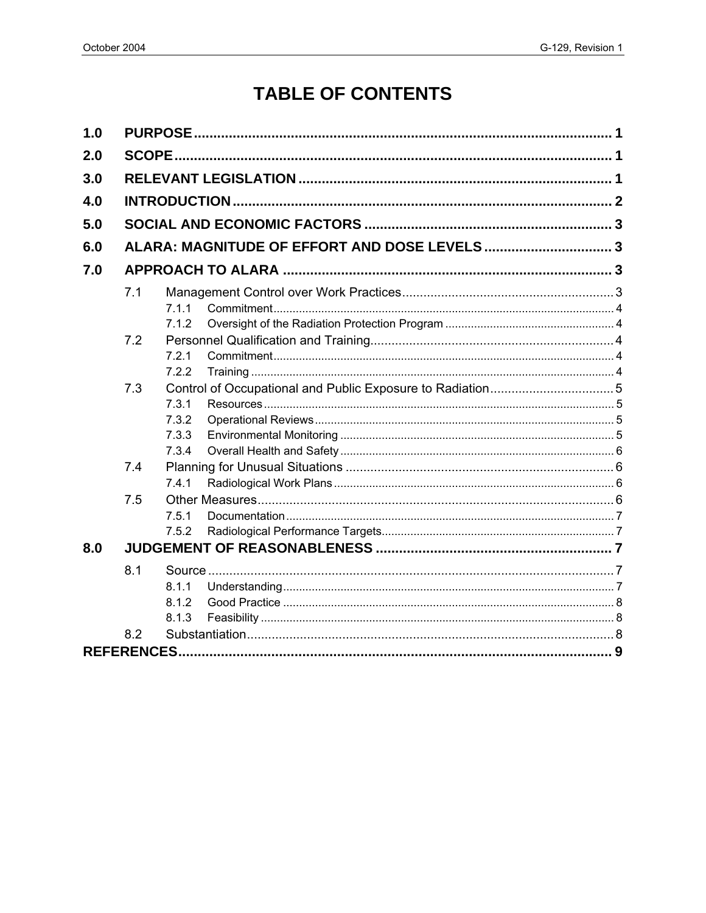# TABLE OF CONTENTS

- **1.0 PURPOSE** ........ 1
- **2.0 SCOPE** ........ 1
- **3.0 RELEVANT LEGISLATION** ........ 1
- **4.0 INTRODUCTION** ........ 2
- **5.0 SOCIAL AND ECONOMIC FACTORS** ........ 3
- **6.0 ALARA: MAGNITUDE OF EFFORT AND DOSE LEVELS** ........ 3
- **7.0 APPROACH TO ALARA** ........ 3
  - 7.1 Management Control over Work Practices ........ 3
    - 7.1.1 Commitment ........ 4
    - 7.1.2 Oversight of the Radiation Protection Program ........ 4
  - 7.2 Personnel Qualification and Training ........ 4
    - 7.2.1 Commitment ........ 4
    - 7.2.2 Training ........ 4
  - 7.3 Control of Occupational and Public Exposure to Radiation ........ 5
    - 7.3.1 Resources ........ 5
    - 7.3.2 Operational Reviews ........ 5
    - 7.3.3 Environmental Monitoring ........ 5
    - 7.3.4 Overall Health and Safety ........ 6
  - 7.4 Planning for Unusual Situations ........ 6
    - 7.4.1 Radiological Work Plans ........ 6
  - 7.5 Other Measures ........ 6
    - 7.5.1 Documentation ........ 7
    - 7.5.2 Radiological Performance Targets ........ 7
- **8.0 JUDGEMENT OF REASONABLENESS** ........ 7
  - 8.1 Source ........ 7
    - 8.1.1 Understanding ........ 7
    - 8.1.2 Good Practice ........ 8
    - 8.1.3 Feasibility ........ 8
  - 8.2 Substantiation ........ 8
- **REFERENCES** ........ 9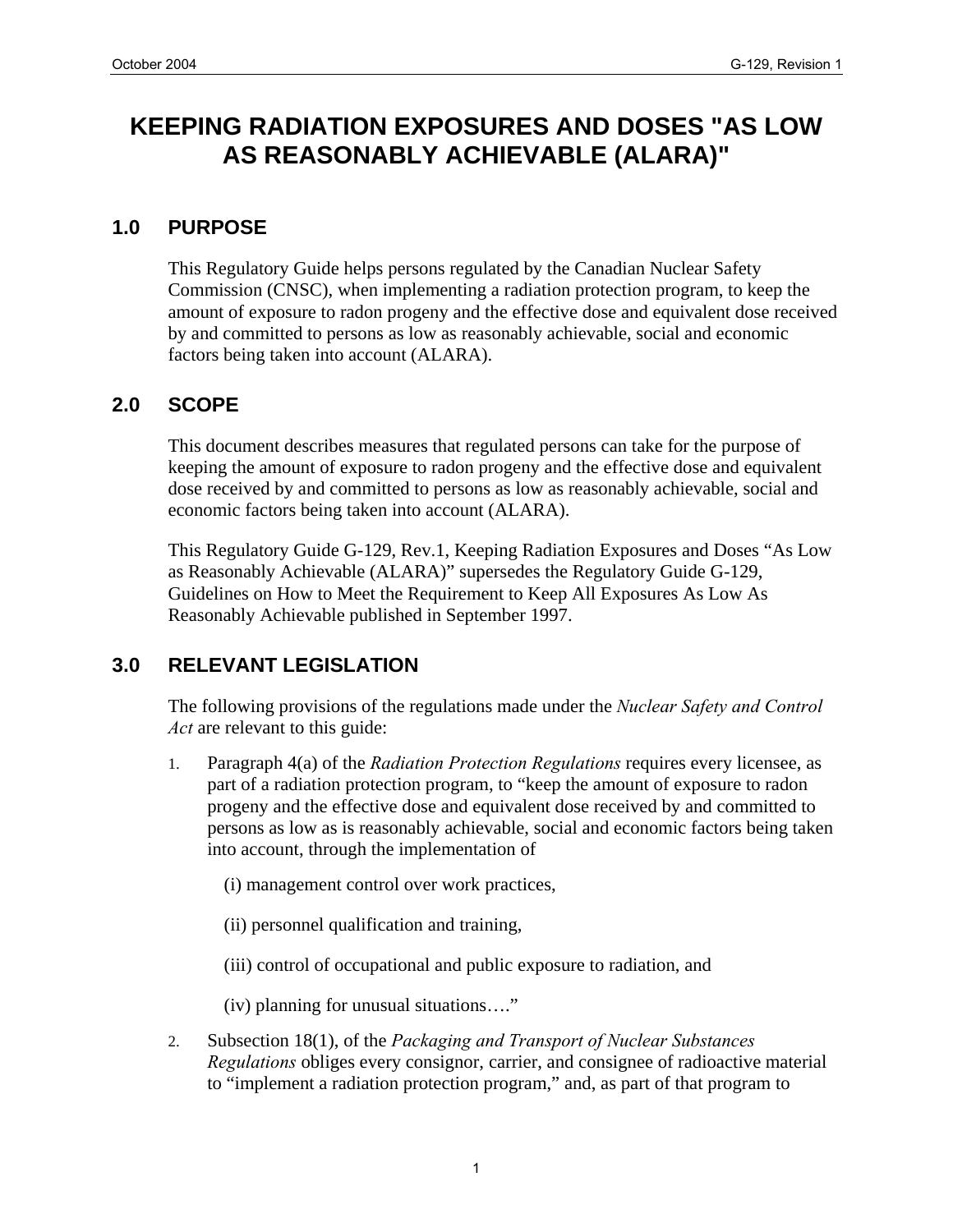# KEEPING RADIATION EXPOSURES AND DOSES "AS LOW AS REASONABLY ACHIEVABLE (ALARA)"

## 1.0 PURPOSE

This Regulatory Guide helps persons regulated by the Canadian Nuclear Safety Commission (CNSC), when implementing a radiation protection program, to keep the amount of exposure to radon progeny and the effective dose and equivalent dose received by and committed to persons as low as reasonably achievable, social and economic factors being taken into account (ALARA).

## 2.0 SCOPE

This document describes measures that regulated persons can take for the purpose of keeping the amount of exposure to radon progeny and the effective dose and equivalent dose received by and committed to persons as low as reasonably achievable, social and economic factors being taken into account (ALARA).

This Regulatory Guide G-129, Rev.1, Keeping Radiation Exposures and Doses "As Low as Reasonably Achievable (ALARA)" supersedes the Regulatory Guide G-129, Guidelines on How to Meet the Requirement to Keep All Exposures As Low As Reasonably Achievable published in September 1997.

## 3.0 RELEVANT LEGISLATION

The following provisions of the regulations made under the *Nuclear Safety and Control Act* are relevant to this guide:

1. Paragraph 4(a) of the *Radiation Protection Regulations* requires every licensee, as part of a radiation protection program, to "keep the amount of exposure to radon progeny and the effective dose and equivalent dose received by and committed to persons as low as is reasonably achievable, social and economic factors being taken into account, through the implementation of

   (i) management control over work practices,

   (ii) personnel qualification and training,

   (iii) control of occupational and public exposure to radiation, and

   (iv) planning for unusual situations…."

2. Subsection 18(1), of the *Packaging and Transport of Nuclear Substances Regulations* obliges every consignor, carrier, and consignee of radioactive material to "implement a radiation protection program," and, as part of that program to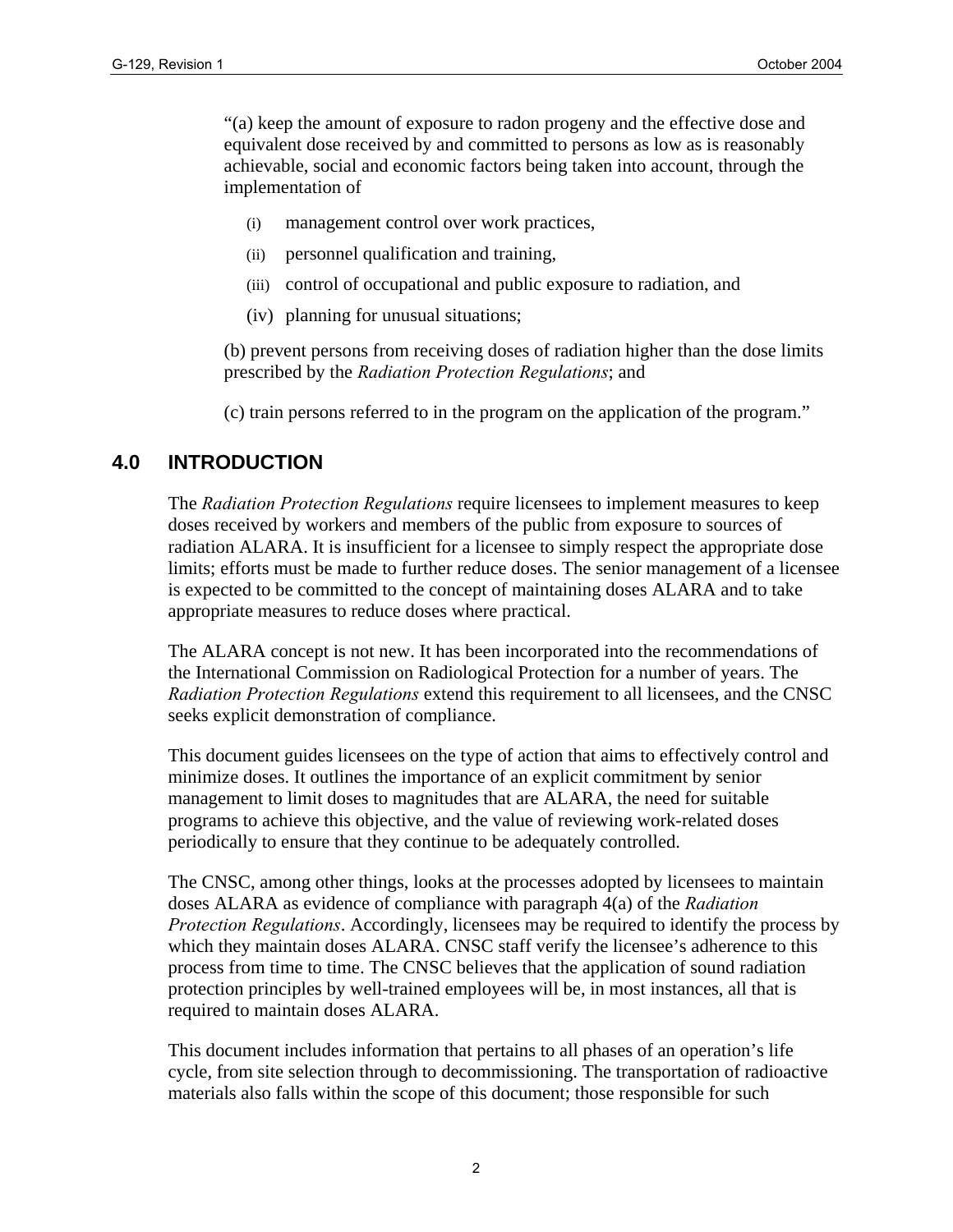"(a) keep the amount of exposure to radon progeny and the effective dose and equivalent dose received by and committed to persons as low as is reasonably achievable, social and economic factors being taken into account, through the implementation of

(i) management control over work practices,

(ii) personnel qualification and training,

(iii) control of occupational and public exposure to radiation, and

(iv) planning for unusual situations;

(b) prevent persons from receiving doses of radiation higher than the dose limits prescribed by the *Radiation Protection Regulations*; and

(c) train persons referred to in the program on the application of the program."

## 4.0 INTRODUCTION

The *Radiation Protection Regulations* require licensees to implement measures to keep doses received by workers and members of the public from exposure to sources of radiation ALARA. It is insufficient for a licensee to simply respect the appropriate dose limits; efforts must be made to further reduce doses. The senior management of a licensee is expected to be committed to the concept of maintaining doses ALARA and to take appropriate measures to reduce doses where practical.

The ALARA concept is not new. It has been incorporated into the recommendations of the International Commission on Radiological Protection for a number of years. The *Radiation Protection Regulations* extend this requirement to all licensees, and the CNSC seeks explicit demonstration of compliance.

This document guides licensees on the type of action that aims to effectively control and minimize doses. It outlines the importance of an explicit commitment by senior management to limit doses to magnitudes that are ALARA, the need for suitable programs to achieve this objective, and the value of reviewing work-related doses periodically to ensure that they continue to be adequately controlled.

The CNSC, among other things, looks at the processes adopted by licensees to maintain doses ALARA as evidence of compliance with paragraph 4(a) of the *Radiation Protection Regulations*. Accordingly, licensees may be required to identify the process by which they maintain doses ALARA. CNSC staff verify the licensee's adherence to this process from time to time. The CNSC believes that the application of sound radiation protection principles by well-trained employees will be, in most instances, all that is required to maintain doses ALARA.

This document includes information that pertains to all phases of an operation's life cycle, from site selection through to decommissioning. The transportation of radioactive materials also falls within the scope of this document; those responsible for such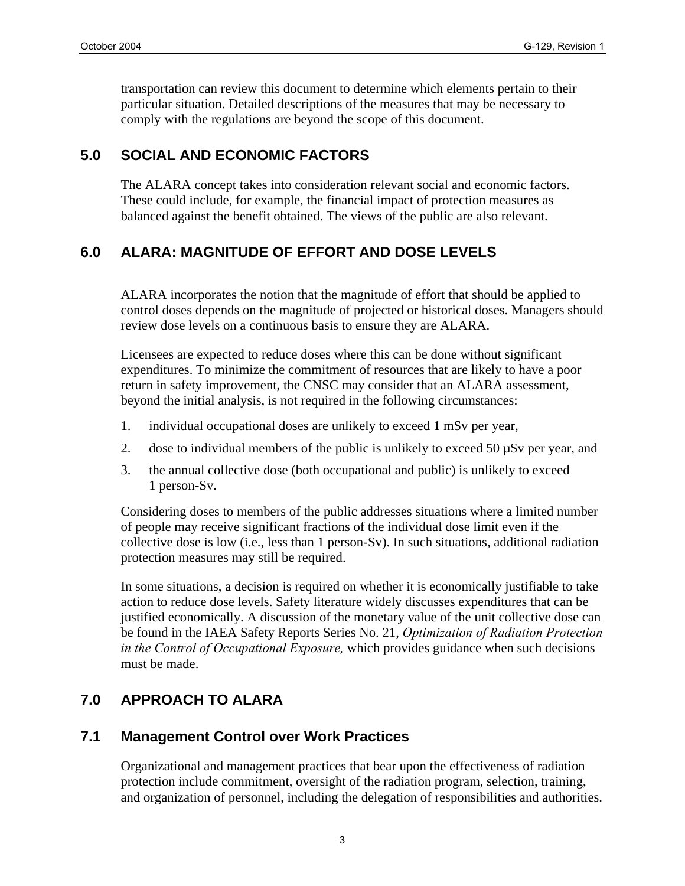transportation can review this document to determine which elements pertain to their particular situation. Detailed descriptions of the measures that may be necessary to comply with the regulations are beyond the scope of this document.

## 5.0 SOCIAL AND ECONOMIC FACTORS

The ALARA concept takes into consideration relevant social and economic factors. These could include, for example, the financial impact of protection measures as balanced against the benefit obtained. The views of the public are also relevant.

## 6.0 ALARA: MAGNITUDE OF EFFORT AND DOSE LEVELS

ALARA incorporates the notion that the magnitude of effort that should be applied to control doses depends on the magnitude of projected or historical doses. Managers should review dose levels on a continuous basis to ensure they are ALARA.

Licensees are expected to reduce doses where this can be done without significant expenditures. To minimize the commitment of resources that are likely to have a poor return in safety improvement, the CNSC may consider that an ALARA assessment, beyond the initial analysis, is not required in the following circumstances:

1. individual occupational doses are unlikely to exceed 1 mSv per year,
2. dose to individual members of the public is unlikely to exceed 50 µSv per year, and
3. the annual collective dose (both occupational and public) is unlikely to exceed 1 person-Sv.

Considering doses to members of the public addresses situations where a limited number of people may receive significant fractions of the individual dose limit even if the collective dose is low (i.e., less than 1 person-Sv). In such situations, additional radiation protection measures may still be required.

In some situations, a decision is required on whether it is economically justifiable to take action to reduce dose levels. Safety literature widely discusses expenditures that can be justified economically. A discussion of the monetary value of the unit collective dose can be found in the IAEA Safety Reports Series No. 21, *Optimization of Radiation Protection in the Control of Occupational Exposure,* which provides guidance when such decisions must be made.

## 7.0 APPROACH TO ALARA

### 7.1 Management Control over Work Practices

Organizational and management practices that bear upon the effectiveness of radiation protection include commitment, oversight of the radiation program, selection, training, and organization of personnel, including the delegation of responsibilities and authorities.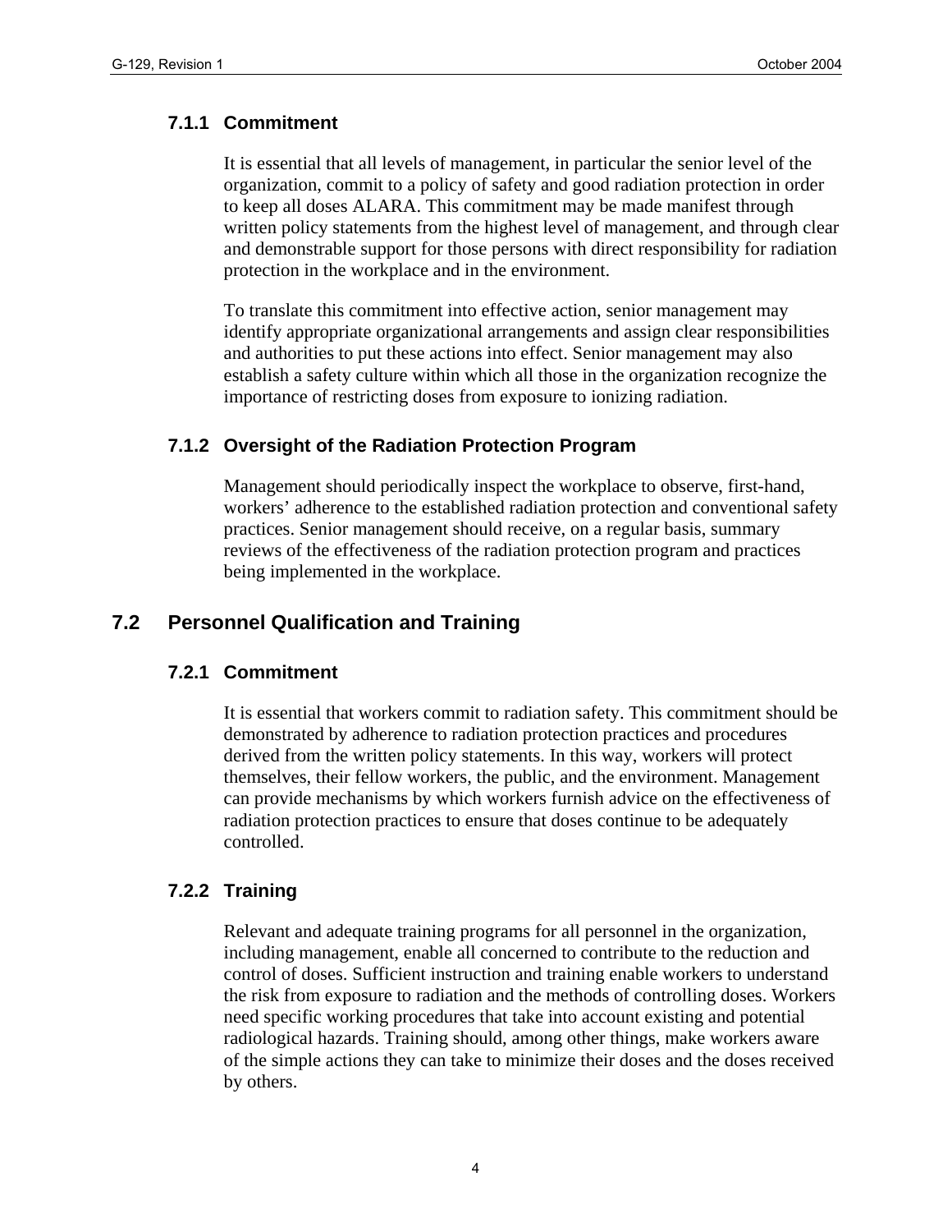### 7.1.1 Commitment

It is essential that all levels of management, in particular the senior level of the organization, commit to a policy of safety and good radiation protection in order to keep all doses ALARA. This commitment may be made manifest through written policy statements from the highest level of management, and through clear and demonstrable support for those persons with direct responsibility for radiation protection in the workplace and in the environment.

To translate this commitment into effective action, senior management may identify appropriate organizational arrangements and assign clear responsibilities and authorities to put these actions into effect. Senior management may also establish a safety culture within which all those in the organization recognize the importance of restricting doses from exposure to ionizing radiation.

### 7.1.2 Oversight of the Radiation Protection Program

Management should periodically inspect the workplace to observe, first-hand, workers' adherence to the established radiation protection and conventional safety practices. Senior management should receive, on a regular basis, summary reviews of the effectiveness of the radiation protection program and practices being implemented in the workplace.

## 7.2 Personnel Qualification and Training

### 7.2.1 Commitment

It is essential that workers commit to radiation safety. This commitment should be demonstrated by adherence to radiation protection practices and procedures derived from the written policy statements. In this way, workers will protect themselves, their fellow workers, the public, and the environment. Management can provide mechanisms by which workers furnish advice on the effectiveness of radiation protection practices to ensure that doses continue to be adequately controlled.

### 7.2.2 Training

Relevant and adequate training programs for all personnel in the organization, including management, enable all concerned to contribute to the reduction and control of doses. Sufficient instruction and training enable workers to understand the risk from exposure to radiation and the methods of controlling doses. Workers need specific working procedures that take into account existing and potential radiological hazards. Training should, among other things, make workers aware of the simple actions they can take to minimize their doses and the doses received by others.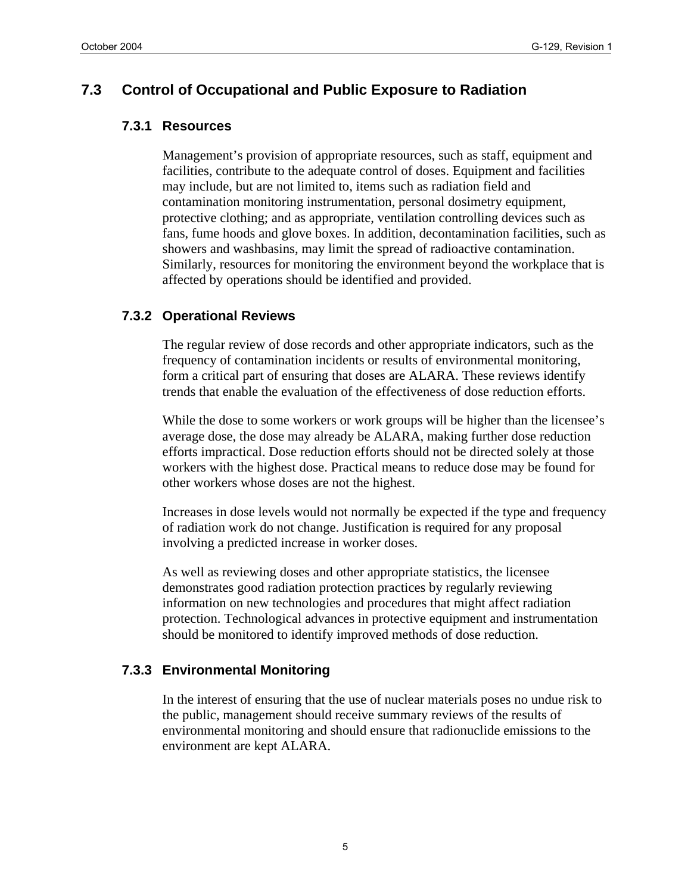## 7.3 Control of Occupational and Public Exposure to Radiation

### 7.3.1 Resources

Management's provision of appropriate resources, such as staff, equipment and facilities, contribute to the adequate control of doses. Equipment and facilities may include, but are not limited to, items such as radiation field and contamination monitoring instrumentation, personal dosimetry equipment, protective clothing; and as appropriate, ventilation controlling devices such as fans, fume hoods and glove boxes. In addition, decontamination facilities, such as showers and washbasins, may limit the spread of radioactive contamination. Similarly, resources for monitoring the environment beyond the workplace that is affected by operations should be identified and provided.

### 7.3.2 Operational Reviews

The regular review of dose records and other appropriate indicators, such as the frequency of contamination incidents or results of environmental monitoring, form a critical part of ensuring that doses are ALARA. These reviews identify trends that enable the evaluation of the effectiveness of dose reduction efforts.

While the dose to some workers or work groups will be higher than the licensee's average dose, the dose may already be ALARA, making further dose reduction efforts impractical. Dose reduction efforts should not be directed solely at those workers with the highest dose. Practical means to reduce dose may be found for other workers whose doses are not the highest.

Increases in dose levels would not normally be expected if the type and frequency of radiation work do not change. Justification is required for any proposal involving a predicted increase in worker doses.

As well as reviewing doses and other appropriate statistics, the licensee demonstrates good radiation protection practices by regularly reviewing information on new technologies and procedures that might affect radiation protection. Technological advances in protective equipment and instrumentation should be monitored to identify improved methods of dose reduction.

### 7.3.3 Environmental Monitoring

In the interest of ensuring that the use of nuclear materials poses no undue risk to the public, management should receive summary reviews of the results of environmental monitoring and should ensure that radionuclide emissions to the environment are kept ALARA.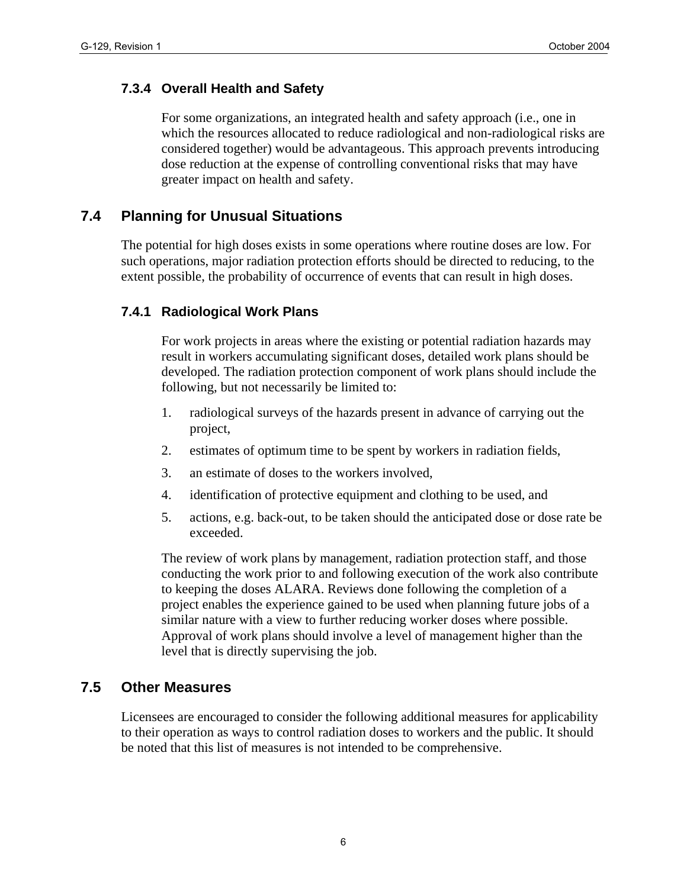### 7.3.4 Overall Health and Safety

For some organizations, an integrated health and safety approach (i.e., one in which the resources allocated to reduce radiological and non-radiological risks are considered together) would be advantageous. This approach prevents introducing dose reduction at the expense of controlling conventional risks that may have greater impact on health and safety.

## 7.4 Planning for Unusual Situations

The potential for high doses exists in some operations where routine doses are low. For such operations, major radiation protection efforts should be directed to reducing, to the extent possible, the probability of occurrence of events that can result in high doses.

### 7.4.1 Radiological Work Plans

For work projects in areas where the existing or potential radiation hazards may result in workers accumulating significant doses, detailed work plans should be developed. The radiation protection component of work plans should include the following, but not necessarily be limited to:

1. radiological surveys of the hazards present in advance of carrying out the project,
2. estimates of optimum time to be spent by workers in radiation fields,
3. an estimate of doses to the workers involved,
4. identification of protective equipment and clothing to be used, and
5. actions, e.g. back-out, to be taken should the anticipated dose or dose rate be exceeded.

The review of work plans by management, radiation protection staff, and those conducting the work prior to and following execution of the work also contribute to keeping the doses ALARA. Reviews done following the completion of a project enables the experience gained to be used when planning future jobs of a similar nature with a view to further reducing worker doses where possible. Approval of work plans should involve a level of management higher than the level that is directly supervising the job.

## 7.5 Other Measures

Licensees are encouraged to consider the following additional measures for applicability to their operation as ways to control radiation doses to workers and the public. It should be noted that this list of measures is not intended to be comprehensive.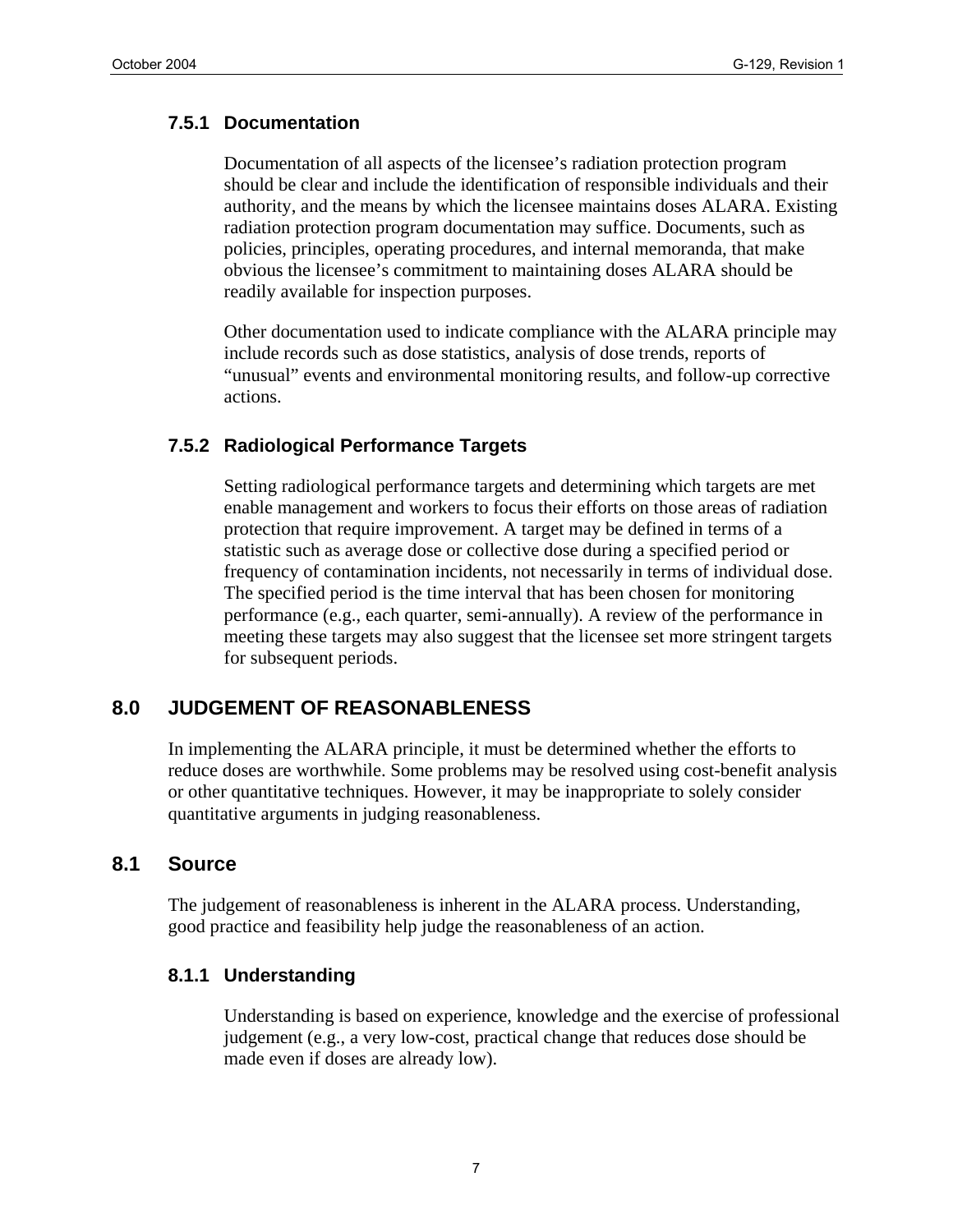### 7.5.1 Documentation

Documentation of all aspects of the licensee's radiation protection program should be clear and include the identification of responsible individuals and their authority, and the means by which the licensee maintains doses ALARA. Existing radiation protection program documentation may suffice. Documents, such as policies, principles, operating procedures, and internal memoranda, that make obvious the licensee's commitment to maintaining doses ALARA should be readily available for inspection purposes.

Other documentation used to indicate compliance with the ALARA principle may include records such as dose statistics, analysis of dose trends, reports of "unusual" events and environmental monitoring results, and follow-up corrective actions.

### 7.5.2 Radiological Performance Targets

Setting radiological performance targets and determining which targets are met enable management and workers to focus their efforts on those areas of radiation protection that require improvement. A target may be defined in terms of a statistic such as average dose or collective dose during a specified period or frequency of contamination incidents, not necessarily in terms of individual dose. The specified period is the time interval that has been chosen for monitoring performance (e.g., each quarter, semi-annually). A review of the performance in meeting these targets may also suggest that the licensee set more stringent targets for subsequent periods.

## 8.0 JUDGEMENT OF REASONABLENESS

In implementing the ALARA principle, it must be determined whether the efforts to reduce doses are worthwhile. Some problems may be resolved using cost-benefit analysis or other quantitative techniques. However, it may be inappropriate to solely consider quantitative arguments in judging reasonableness.

## 8.1 Source

The judgement of reasonableness is inherent in the ALARA process. Understanding, good practice and feasibility help judge the reasonableness of an action.

### 8.1.1 Understanding

Understanding is based on experience, knowledge and the exercise of professional judgement (e.g., a very low-cost, practical change that reduces dose should be made even if doses are already low).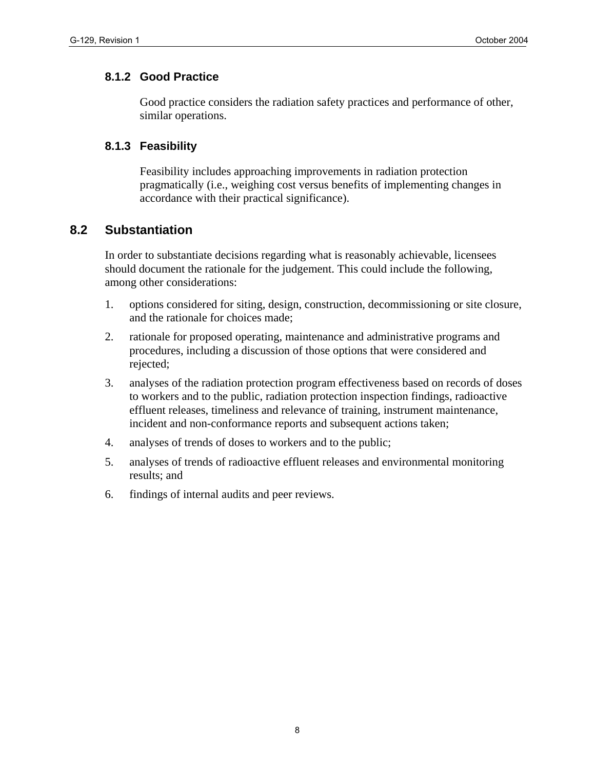### 8.1.2 Good Practice

Good practice considers the radiation safety practices and performance of other, similar operations.

### 8.1.3 Feasibility

Feasibility includes approaching improvements in radiation protection pragmatically (i.e., weighing cost versus benefits of implementing changes in accordance with their practical significance).

## 8.2 Substantiation

In order to substantiate decisions regarding what is reasonably achievable, licensees should document the rationale for the judgement. This could include the following, among other considerations:

1. options considered for siting, design, construction, decommissioning or site closure, and the rationale for choices made;
2. rationale for proposed operating, maintenance and administrative programs and procedures, including a discussion of those options that were considered and rejected;
3. analyses of the radiation protection program effectiveness based on records of doses to workers and to the public, radiation protection inspection findings, radioactive effluent releases, timeliness and relevance of training, instrument maintenance, incident and non-conformance reports and subsequent actions taken;
4. analyses of trends of doses to workers and to the public;
5. analyses of trends of radioactive effluent releases and environmental monitoring results; and
6. findings of internal audits and peer reviews.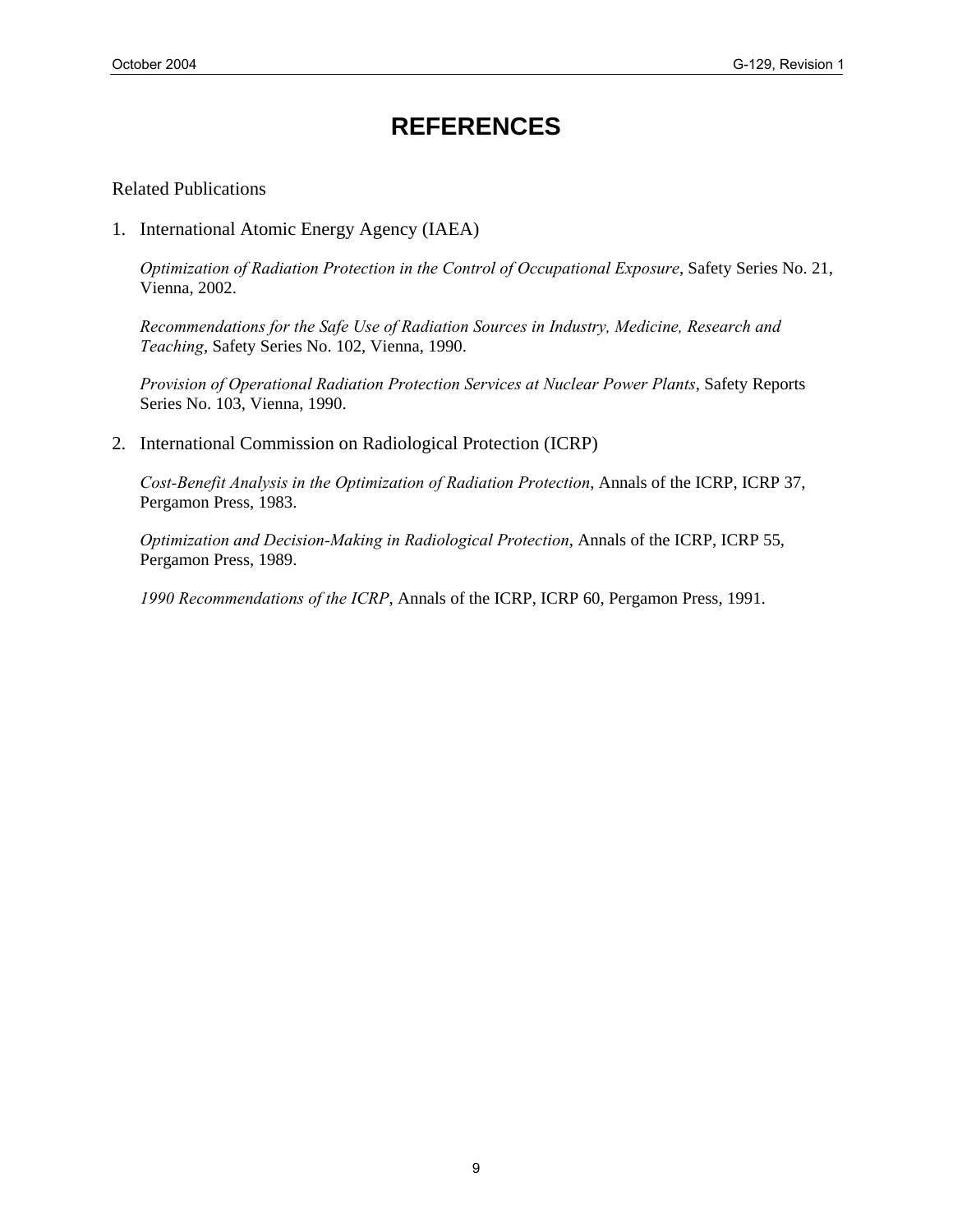# REFERENCES

Related Publications

1. International Atomic Energy Agency (IAEA)

   *Optimization of Radiation Protection in the Control of Occupational Exposure*, Safety Series No. 21, Vienna, 2002.

   *Recommendations for the Safe Use of Radiation Sources in Industry, Medicine, Research and Teaching*, Safety Series No. 102, Vienna, 1990.

   *Provision of Operational Radiation Protection Services at Nuclear Power Plants*, Safety Reports Series No. 103, Vienna, 1990.

2. International Commission on Radiological Protection (ICRP)

   *Cost-Benefit Analysis in the Optimization of Radiation Protection*, Annals of the ICRP, ICRP 37, Pergamon Press, 1983.

   *Optimization and Decision-Making in Radiological Protection*, Annals of the ICRP, ICRP 55, Pergamon Press, 1989.

   *1990 Recommendations of the ICRP*, Annals of the ICRP, ICRP 60, Pergamon Press, 1991.